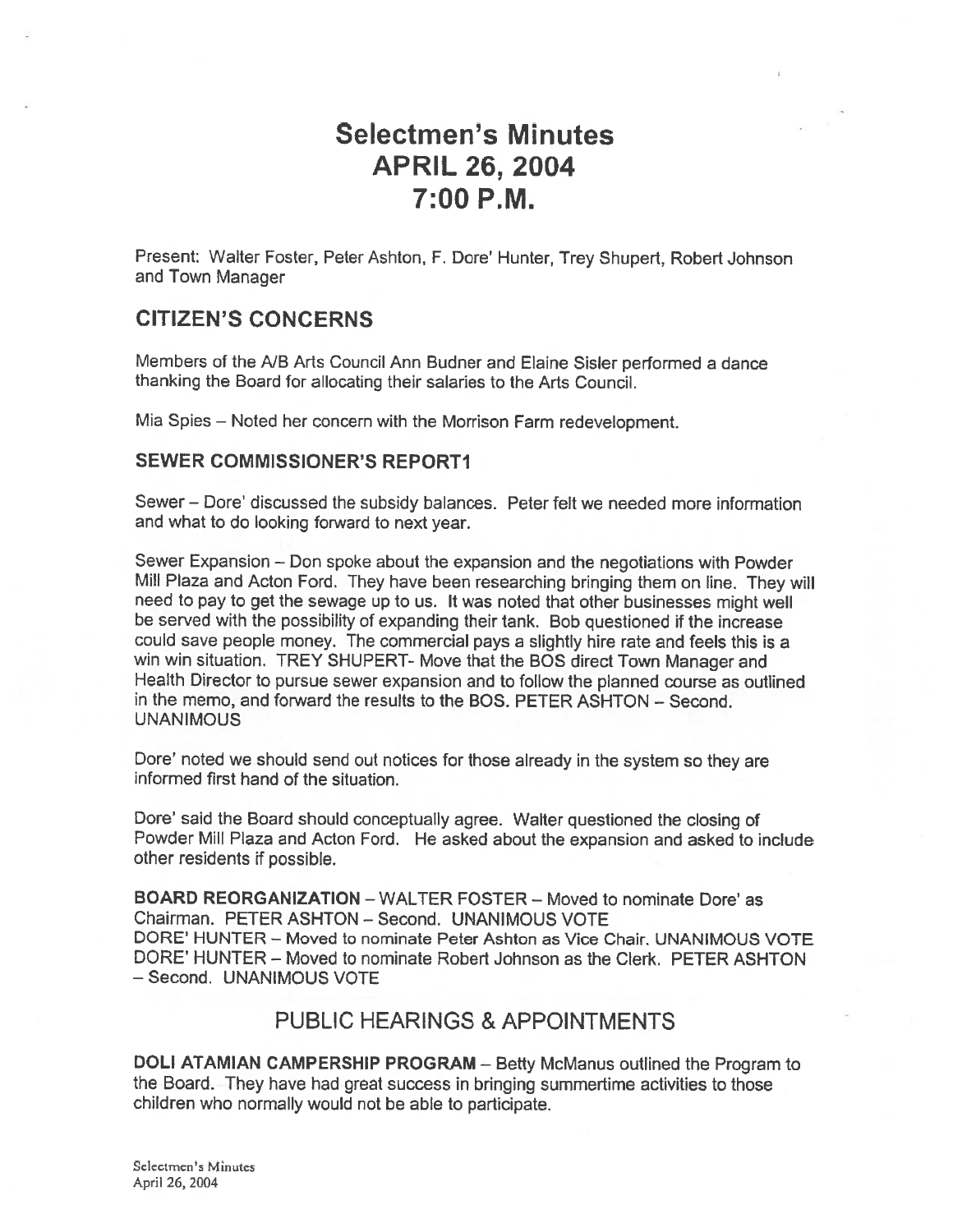# Selectmen's Minutes
# APRIL 26, 2004
# 7:00 P.M.

Present: Walter Foster, Peter Ashton, F. Dore' Hunter, Trey Shupert, Robert Johnson and Town Manager

## CITIZEN'S CONCERNS

Members of the A/B Arts Council Ann Budner and Elaine Sisler performed a dance thanking the Board for allocating their salaries to the Arts Council.

Mia Spies – Noted her concern with the Morrison Farm redevelopment.

### SEWER COMMISSIONER'S REPORT1

Sewer – Dore' discussed the subsidy balances. Peter felt we needed more information and what to do looking forward to next year.

Sewer Expansion – Don spoke about the expansion and the negotiations with Powder Mill Plaza and Acton Ford. They have been researching bringing them on line. They will need to pay to get the sewage up to us. It was noted that other businesses might well be served with the possibility of expanding their tank. Bob questioned if the increase could save people money. The commercial pays a slightly hire rate and feels this is a win win situation. TREY SHUPERT- Move that the BOS direct Town Manager and Health Director to pursue sewer expansion and to follow the planned course as outlined in the memo, and forward the results to the BOS. PETER ASHTON – Second. UNANIMOUS

Dore' noted we should send out notices for those already in the system so they are informed first hand of the situation.

Dore' said the Board should conceptually agree. Walter questioned the closing of Powder Mill Plaza and Acton Ford. He asked about the expansion and asked to include other residents if possible.

**BOARD REORGANIZATION** – WALTER FOSTER – Moved to nominate Dore' as Chairman. PETER ASHTON – Second. UNANIMOUS VOTE
DORE' HUNTER – Moved to nominate Peter Ashton as Vice Chair. UNANIMOUS VOTE
DORE' HUNTER – Moved to nominate Robert Johnson as the Clerk. PETER ASHTON – Second. UNANIMOUS VOTE

## PUBLIC HEARINGS & APPOINTMENTS

**DOLI ATAMIAN CAMPERSHIP PROGRAM** – Betty McManus outlined the Program to the Board. They have had great success in bringing summertime activities to those children who normally would not be able to participate.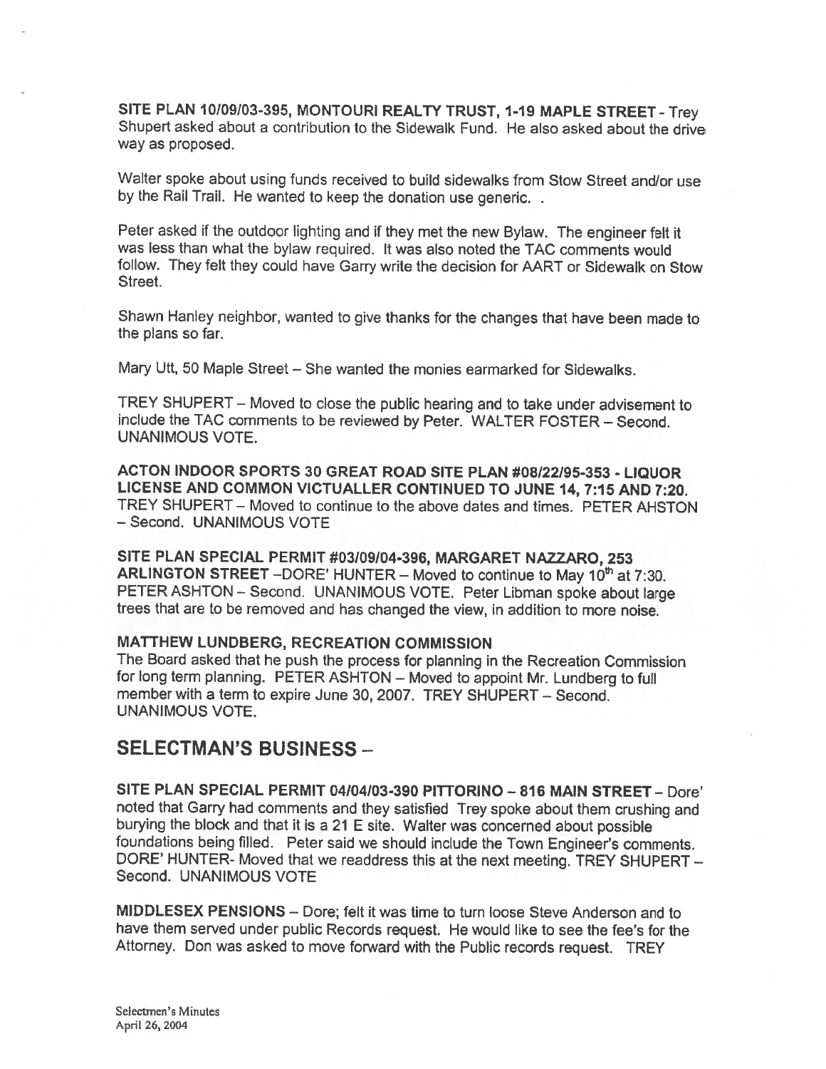**SITE PLAN 10/09/03-395, MONTOURI REALTY TRUST, 1-19 MAPLE STREET** - Trey Shupert asked about a contribution to the Sidewalk Fund. He also asked about the drive way as proposed.

Walter spoke about using funds received to build sidewalks from Stow Street and/or use by the Rail Trail. He wanted to keep the donation use generic. .

Peter asked if the outdoor lighting and if they met the new Bylaw. The engineer felt it was less than what the bylaw required. It was also noted the TAC comments would follow. They felt they could have Garry write the decision for AART or Sidewalk on Stow Street.

Shawn Hanley neighbor, wanted to give thanks for the changes that have been made to the plans so far.

Mary Utt, 50 Maple Street – She wanted the monies earmarked for Sidewalks.

TREY SHUPERT – Moved to close the public hearing and to take under advisement to include the TAC comments to be reviewed by Peter. WALTER FOSTER – Second. UNANIMOUS VOTE.

**ACTON INDOOR SPORTS 30 GREAT ROAD SITE PLAN #08/22/95-353 - LIQUOR LICENSE AND COMMON VICTUALLER CONTINUED TO JUNE 14, 7:15 AND 7:20.** TREY SHUPERT – Moved to continue to the above dates and times. PETER AHSTON – Second. UNANIMOUS VOTE

**SITE PLAN SPECIAL PERMIT #03/09/04-396, MARGARET NAZZARO, 253 ARLINGTON STREET** –DORE' HUNTER – Moved to continue to May 10th at 7:30. PETER ASHTON – Second. UNANIMOUS VOTE. Peter Libman spoke about large trees that are to be removed and has changed the view, in addition to more noise.

**MATTHEW LUNDBERG, RECREATION COMMISSION**
The Board asked that he push the process for planning in the Recreation Commission for long term planning. PETER ASHTON – Moved to appoint Mr. Lundberg to full member with a term to expire June 30, 2007. TREY SHUPERT – Second. UNANIMOUS VOTE.

## SELECTMAN'S BUSINESS –

**SITE PLAN SPECIAL PERMIT 04/04/03-390 PITTORINO – 816 MAIN STREET** – Dore' noted that Garry had comments and they satisfied Trey spoke about them crushing and burying the block and that it is a 21 E site. Walter was concerned about possible foundations being filled. Peter said we should include the Town Engineer's comments. DORE' HUNTER- Moved that we readdress this at the next meeting. TREY SHUPERT – Second. UNANIMOUS VOTE

**MIDDLESEX PENSIONS** – Dore; felt it was time to turn loose Steve Anderson and to have them served under public Records request. He would like to see the fee's for the Attorney. Don was asked to move forward with the Public records request. TREY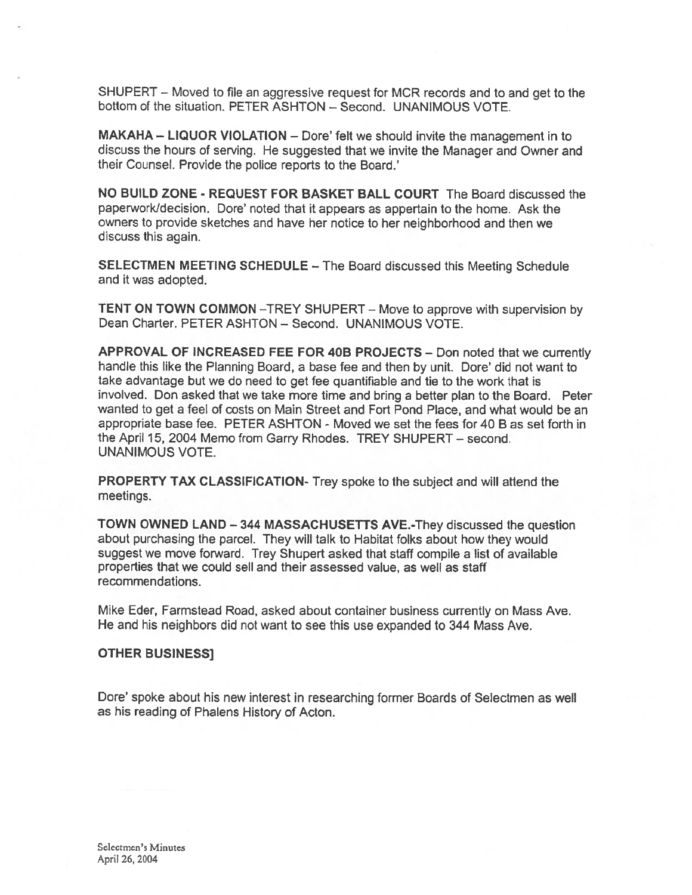SHUPERT – Moved to file an aggressive request for MCR records and to and get to the bottom of the situation. PETER ASHTON – Second. UNANIMOUS VOTE.

**MAKAHA – LIQUOR VIOLATION** – Dore' felt we should invite the management in to discuss the hours of serving. He suggested that we invite the Manager and Owner and their Counsel. Provide the police reports to the Board.'

**NO BUILD ZONE - REQUEST FOR BASKET BALL COURT** The Board discussed the paperwork/decision. Dore' noted that it appears as appertain to the home. Ask the owners to provide sketches and have her notice to her neighborhood and then we discuss this again.

**SELECTMEN MEETING SCHEDULE** – The Board discussed this Meeting Schedule and it was adopted.

**TENT ON TOWN COMMON** –TREY SHUPERT – Move to approve with supervision by Dean Charter. PETER ASHTON – Second. UNANIMOUS VOTE.

**APPROVAL OF INCREASED FEE FOR 40B PROJECTS** – Don noted that we currently handle this like the Planning Board, a base fee and then by unit. Dore' did not want to take advantage but we do need to get fee quantifiable and tie to the work that is involved. Don asked that we take more time and bring a better plan to the Board. Peter wanted to get a feel of costs on Main Street and Fort Pond Place, and what would be an appropriate base fee. PETER ASHTON - Moved we set the fees for 40 B as set forth in the April 15, 2004 Memo from Garry Rhodes. TREY SHUPERT – second. UNANIMOUS VOTE.

**PROPERTY TAX CLASSIFICATION**- Trey spoke to the subject and will attend the meetings.

**TOWN OWNED LAND – 344 MASSACHUSETTS AVE.**-They discussed the question about purchasing the parcel. They will talk to Habitat folks about how they would suggest we move forward. Trey Shupert asked that staff compile a list of available properties that we could sell and their assessed value, as well as staff recommendations.

Mike Eder, Farmstead Road, asked about container business currently on Mass Ave. He and his neighbors did not want to see this use expanded to 344 Mass Ave.

**OTHER BUSINESS]**

Dore' spoke about his new interest in researching former Boards of Selectmen as well as his reading of Phalens History of Acton.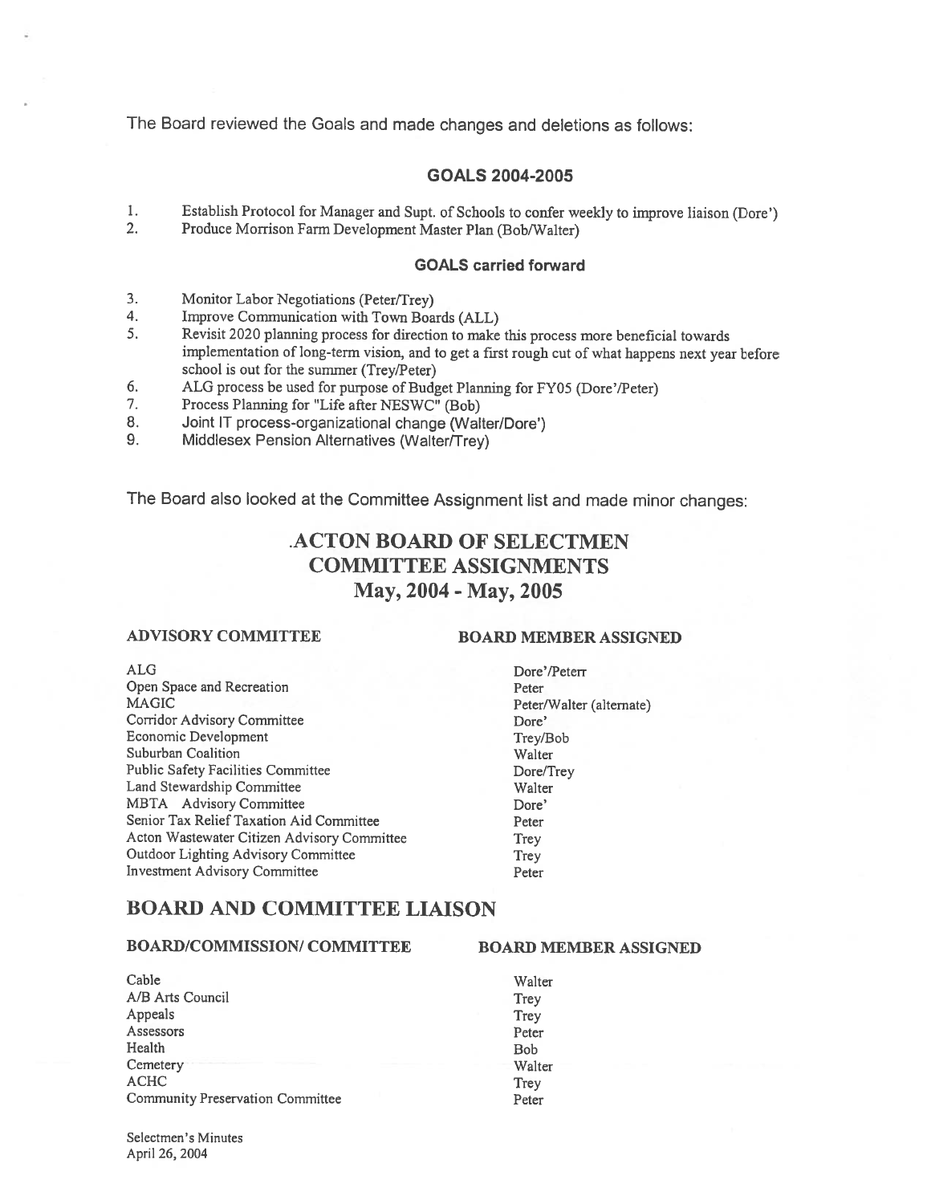The Board reviewed the Goals and made changes and deletions as follows:

### GOALS 2004-2005

1. Establish Protocol for Manager and Supt. of Schools to confer weekly to improve liaison (Dore')
2. Produce Morrison Farm Development Master Plan (Bob/Walter)

#### GOALS carried forward

3. Monitor Labor Negotiations (Peter/Trey)
4. Improve Communication with Town Boards (ALL)
5. Revisit 2020 planning process for direction to make this process more beneficial towards implementation of long-term vision, and to get a first rough cut of what happens next year before school is out for the summer (Trey/Peter)
6. ALG process be used for purpose of Budget Planning for FY05 (Dore'/Peter)
7. Process Planning for "Life after NESWC" (Bob)
8. Joint IT process-organizational change (Walter/Dore')
9. Middlesex Pension Alternatives (Walter/Trey)

The Board also looked at the Committee Assignment list and made minor changes:

## .ACTON BOARD OF SELECTMEN COMMITTEE ASSIGNMENTS May, 2004 - May, 2005

| ADVISORY COMMITTEE | BOARD MEMBER ASSIGNED |
|---|---|
| ALG | Dore'/Peterr |
| Open Space and Recreation | Peter |
| MAGIC | Peter/Walter (alternate) |
| Corridor Advisory Committee | Dore' |
| Economic Development | Trey/Bob |
| Suburban Coalition | Walter |
| Public Safety Facilities Committee | Dore/Trey |
| Land Stewardship Committee | Walter |
| MBTA Advisory Committee | Dore' |
| Senior Tax Relief Taxation Aid Committee | Peter |
| Acton Wastewater Citizen Advisory Committee | Trey |
| Outdoor Lighting Advisory Committee | Trey |
| Investment Advisory Committee | Peter |

## BOARD AND COMMITTEE LIAISON

| BOARD/COMMISSION/ COMMITTEE | BOARD MEMBER ASSIGNED |
|---|---|
| Cable | Walter |
| A/B Arts Council | Trey |
| Appeals | Trey |
| Assessors | Peter |
| Health | Bob |
| Cemetery | Walter |
| ACHC | Trey |
| Community Preservation Committee | Peter |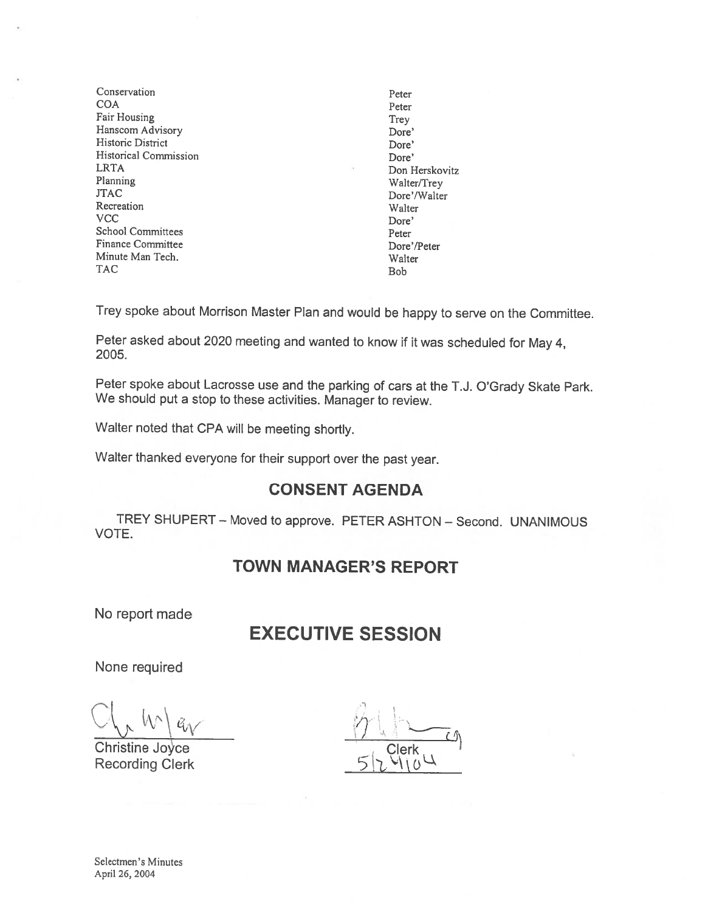| | |
|---|---|
| Conservation | Peter |
| COA | Peter |
| Fair Housing | Trey |
| Hanscom Advisory | Dore' |
| Historic District | Dore' |
| Historical Commission | Dore' |
| LRTA | Don Herskovitz |
| Planning | Walter/Trey |
| JTAC | Dore'/Walter |
| Recreation | Walter |
| VCC | Dore' |
| School Committees | Peter |
| Finance Committee | Dore'/Peter |
| Minute Man Tech. | Walter |
| TAC | Bob |

Trey spoke about Morrison Master Plan and would be happy to serve on the Committee.

Peter asked about 2020 meeting and wanted to know if it was scheduled for May 4, 2005.

Peter spoke about Lacrosse use and the parking of cars at the T.J. O'Grady Skate Park. We should put a stop to these activities. Manager to review.

Walter noted that CPA will be meeting shortly.

Walter thanked everyone for their support over the past year.

## CONSENT AGENDA

TREY SHUPERT – Moved to approve. PETER ASHTON – Second. UNANIMOUS VOTE.

## TOWN MANAGER'S REPORT

No report made

## EXECUTIVE SESSION

None required

Christine Joyce
Recording Clerk

Clerk
5/24/04

Selectmen's Minutes
April 26, 2004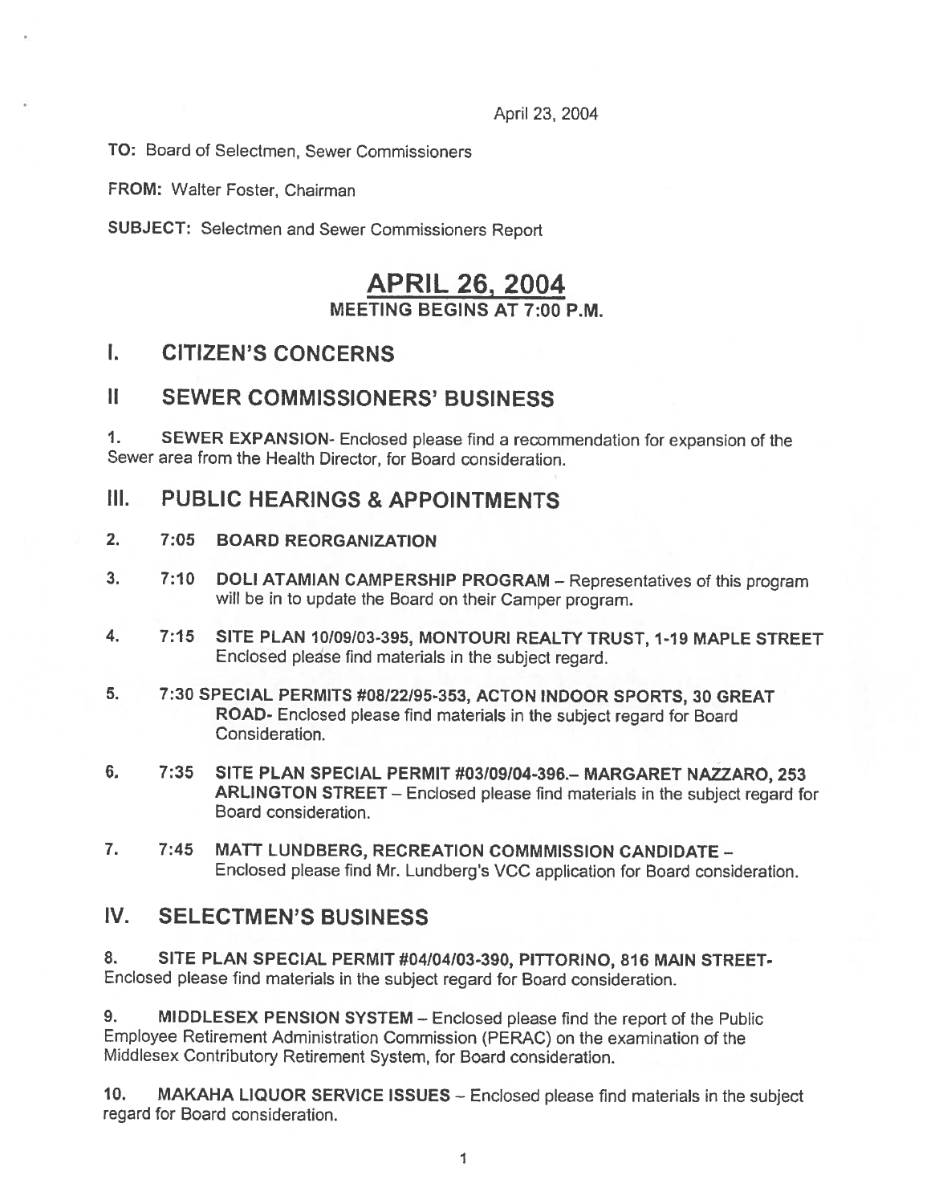April 23, 2004

**TO:** Board of Selectmen, Sewer Commissioners

**FROM:** Walter Foster, Chairman

**SUBJECT:** Selectmen and Sewer Commissioners Report

# APRIL 26, 2004

### MEETING BEGINS AT 7:00 P.M.

## I. CITIZEN'S CONCERNS

## II SEWER COMMISSIONERS' BUSINESS

1. **SEWER EXPANSION**- Enclosed please find a recommendation for expansion of the Sewer area from the Health Director, for Board consideration.

## III. PUBLIC HEARINGS & APPOINTMENTS

2. **7:05 BOARD REORGANIZATION**

3. **7:10 DOLI ATAMIAN CAMPERSHIP PROGRAM** – Representatives of this program will be in to update the Board on their Camper program.

4. **7:15 SITE PLAN 10/09/03-395, MONTOURI REALTY TRUST, 1-19 MAPLE STREET** Enclosed please find materials in the subject regard.

5. **7:30 SPECIAL PERMITS #08/22/95-353, ACTON INDOOR SPORTS, 30 GREAT ROAD**- Enclosed please find materials in the subject regard for Board Consideration.

6. **7:35 SITE PLAN SPECIAL PERMIT #03/09/04-396.– MARGARET NAZZARO, 253 ARLINGTON STREET** – Enclosed please find materials in the subject regard for Board consideration.

7. **7:45 MATT LUNDBERG, RECREATION COMMMISSION CANDIDATE** – Enclosed please find Mr. Lundberg's VCC application for Board consideration.

## IV. SELECTMEN'S BUSINESS

8. **SITE PLAN SPECIAL PERMIT #04/04/03-390, PITTORINO, 816 MAIN STREET**- Enclosed please find materials in the subject regard for Board consideration.

9. **MIDDLESEX PENSION SYSTEM** – Enclosed please find the report of the Public Employee Retirement Administration Commission (PERAC) on the examination of the Middlesex Contributory Retirement System, for Board consideration.

10. **MAKAHA LIQUOR SERVICE ISSUES** – Enclosed please find materials in the subject regard for Board consideration.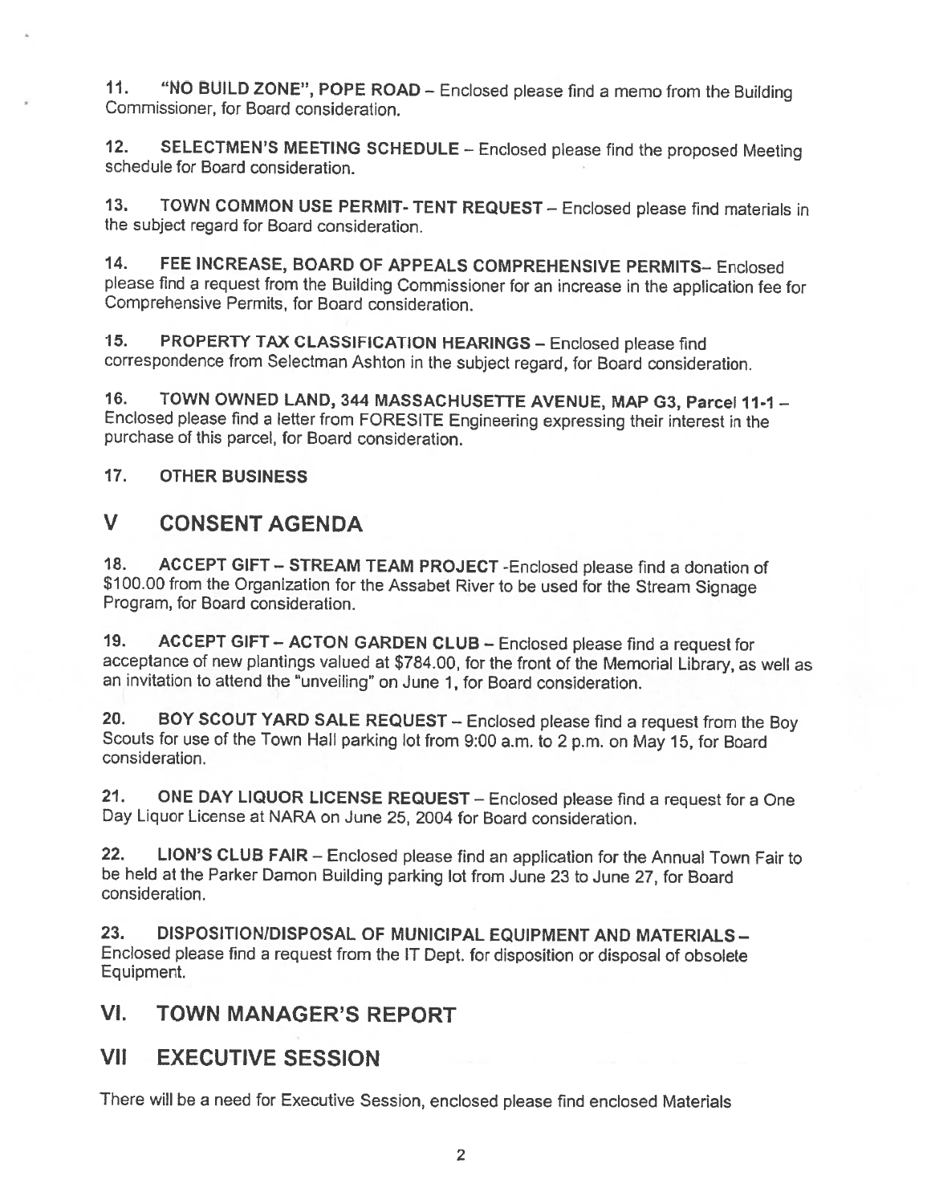11. **"NO BUILD ZONE", POPE ROAD** – Enclosed please find a memo from the Building Commissioner, for Board consideration.

12. **SELECTMEN'S MEETING SCHEDULE** – Enclosed please find the proposed Meeting schedule for Board consideration.

13. **TOWN COMMON USE PERMIT- TENT REQUEST** – Enclosed please find materials in the subject regard for Board consideration.

14. **FEE INCREASE, BOARD OF APPEALS COMPREHENSIVE PERMITS**– Enclosed please find a request from the Building Commissioner for an increase in the application fee for Comprehensive Permits, for Board consideration.

15. **PROPERTY TAX CLASSIFICATION HEARINGS** – Enclosed please find correspondence from Selectman Ashton in the subject regard, for Board consideration.

16. **TOWN OWNED LAND, 344 MASSACHUSETTE AVENUE, MAP G3, Parcel 11-1** – Enclosed please find a letter from FORESITE Engineering expressing their interest in the purchase of this parcel, for Board consideration.

17. **OTHER BUSINESS**

## V CONSENT AGENDA

18. **ACCEPT GIFT – STREAM TEAM PROJECT** -Enclosed please find a donation of $100.00 from the Organization for the Assabet River to be used for the Stream Signage Program, for Board consideration.

19. **ACCEPT GIFT – ACTON GARDEN CLUB** – Enclosed please find a request for acceptance of new plantings valued at $784.00, for the front of the Memorial Library, as well as an invitation to attend the "unveiling" on June 1, for Board consideration.

20. **BOY SCOUT YARD SALE REQUEST** – Enclosed please find a request from the Boy Scouts for use of the Town Hall parking lot from 9:00 a.m. to 2 p.m. on May 15, for Board consideration.

21. **ONE DAY LIQUOR LICENSE REQUEST** – Enclosed please find a request for a One Day Liquor License at NARA on June 25, 2004 for Board consideration.

22. **LION'S CLUB FAIR** – Enclosed please find an application for the Annual Town Fair to be held at the Parker Damon Building parking lot from June 23 to June 27, for Board consideration.

23. **DISPOSITION/DISPOSAL OF MUNICIPAL EQUIPMENT AND MATERIALS** – Enclosed please find a request from the IT Dept. for disposition or disposal of obsolete Equipment.

## VI. TOWN MANAGER'S REPORT

## VII EXECUTIVE SESSION

There will be a need for Executive Session, enclosed please find enclosed Materials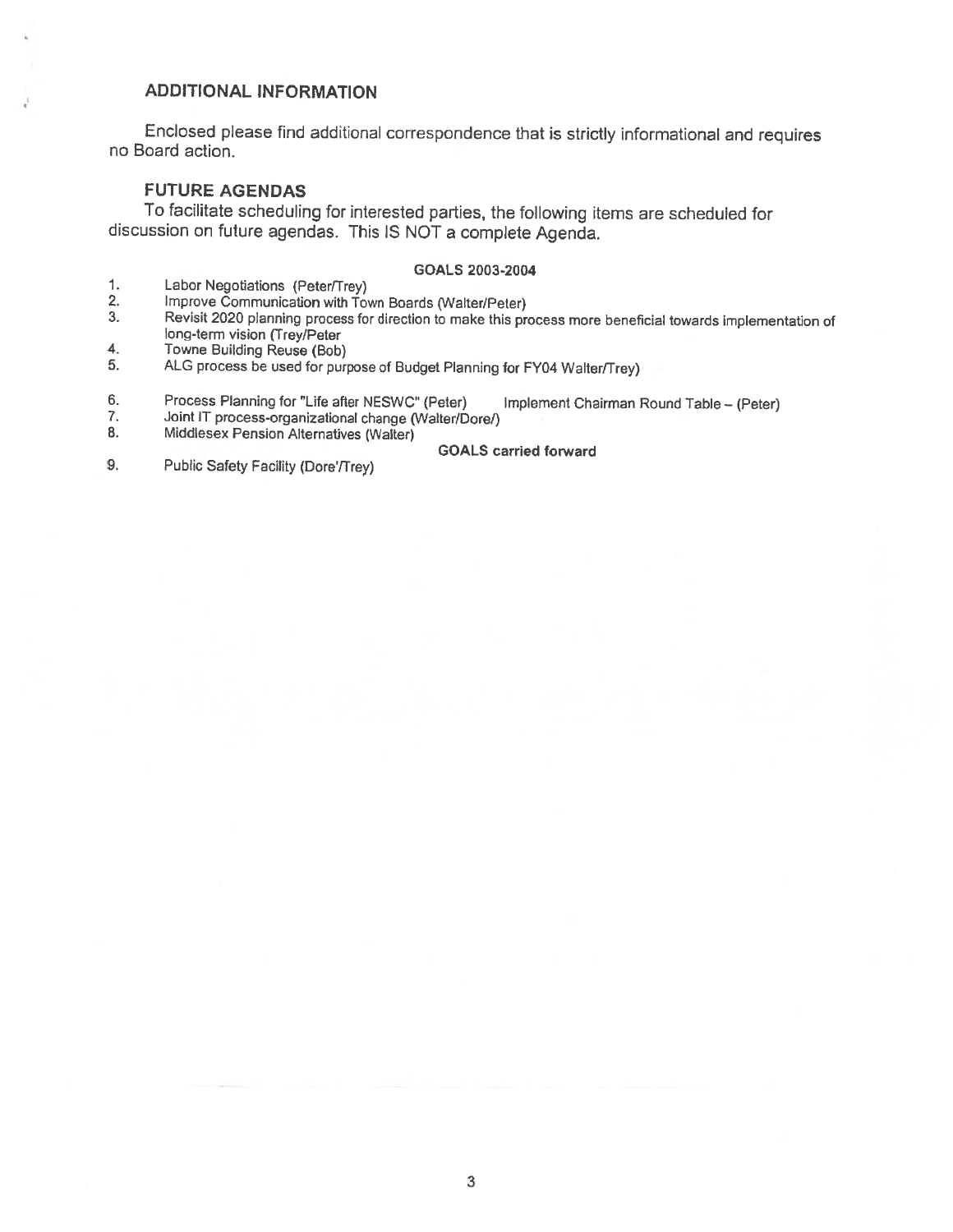## ADDITIONAL INFORMATION

Enclosed please find additional correspondence that is strictly informational and requires no Board action.

## FUTURE AGENDAS

To facilitate scheduling for interested parties, the following items are scheduled for discussion on future agendas. This IS NOT a complete Agenda.

**GOALS 2003-2004**

1. Labor Negotiations (Peter/Trey)
2. Improve Communication with Town Boards (Walter/Peter)
3. Revisit 2020 planning process for direction to make this process more beneficial towards implementation of long-term vision (Trey/Peter
4. Towne Building Reuse (Bob)
5. ALG process be used for purpose of Budget Planning for FY04 Walter/Trey)
6. Process Planning for "Life after NESWC" (Peter) Implement Chairman Round Table – (Peter)
7. Joint IT process-organizational change (Walter/Dore/)
8. Middlesex Pension Alternatives (Walter)

**GOALS carried forward**

9. Public Safety Facility (Dore'/Trey)